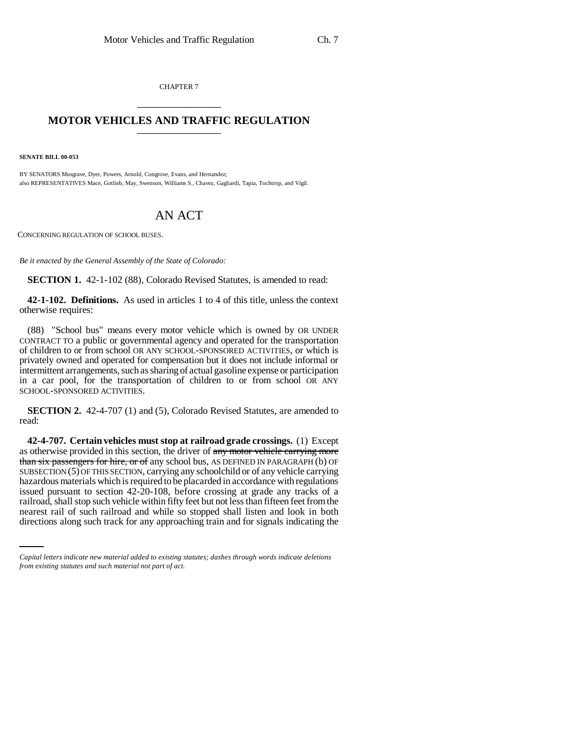CHAPTER 7

## MOTOR VEHICLES AND TRAFFIC REGULATION

**SENATE BILL 00-053**

BY SENATORS Musgrave, Dyer, Powers, Arnold, Congrove, Evans, and Hernandez;
also REPRESENTATIVES Mace, Gotlieb, May, Swenson, Williams S., Chavez, Gagliardi, Tapia, Tochtrop, and Vigil.

# AN ACT

CONCERNING REGULATION OF SCHOOL BUSES.

*Be it enacted by the General Assembly of the State of Colorado:*

**SECTION 1.** 42-1-102 (88), Colorado Revised Statutes, is amended to read:

**42-1-102. Definitions.** As used in articles 1 to 4 of this title, unless the context otherwise requires:

(88) "School bus" means every motor vehicle which is owned by OR UNDER CONTRACT TO a public or governmental agency and operated for the transportation of children to or from school OR ANY SCHOOL-SPONSORED ACTIVITIES, or which is privately owned and operated for compensation but it does not include informal or intermittent arrangements, such as sharing of actual gasoline expense or participation in a car pool, for the transportation of children to or from school OR ANY SCHOOL-SPONSORED ACTIVITIES.

**SECTION 2.** 42-4-707 (1) and (5), Colorado Revised Statutes, are amended to read:

**42-4-707. Certain vehicles must stop at railroad grade crossings.** (1) Except as otherwise provided in this section, the driver of ~~any motor vehicle carrying more than six passengers for hire, or of~~ any school bus, AS DEFINED IN PARAGRAPH (b) OF SUBSECTION (5) OF THIS SECTION, carrying any schoolchild or of any vehicle carrying hazardous materials which is required to be placarded in accordance with regulations issued pursuant to section 42-20-108, before crossing at grade any tracks of a railroad, shall stop such vehicle within fifty feet but not less than fifteen feet from the nearest rail of such railroad and while so stopped shall listen and look in both directions along such track for any approaching train and for signals indicating the

*Capital letters indicate new material added to existing statutes; dashes through words indicate deletions from existing statutes and such material not part of act.*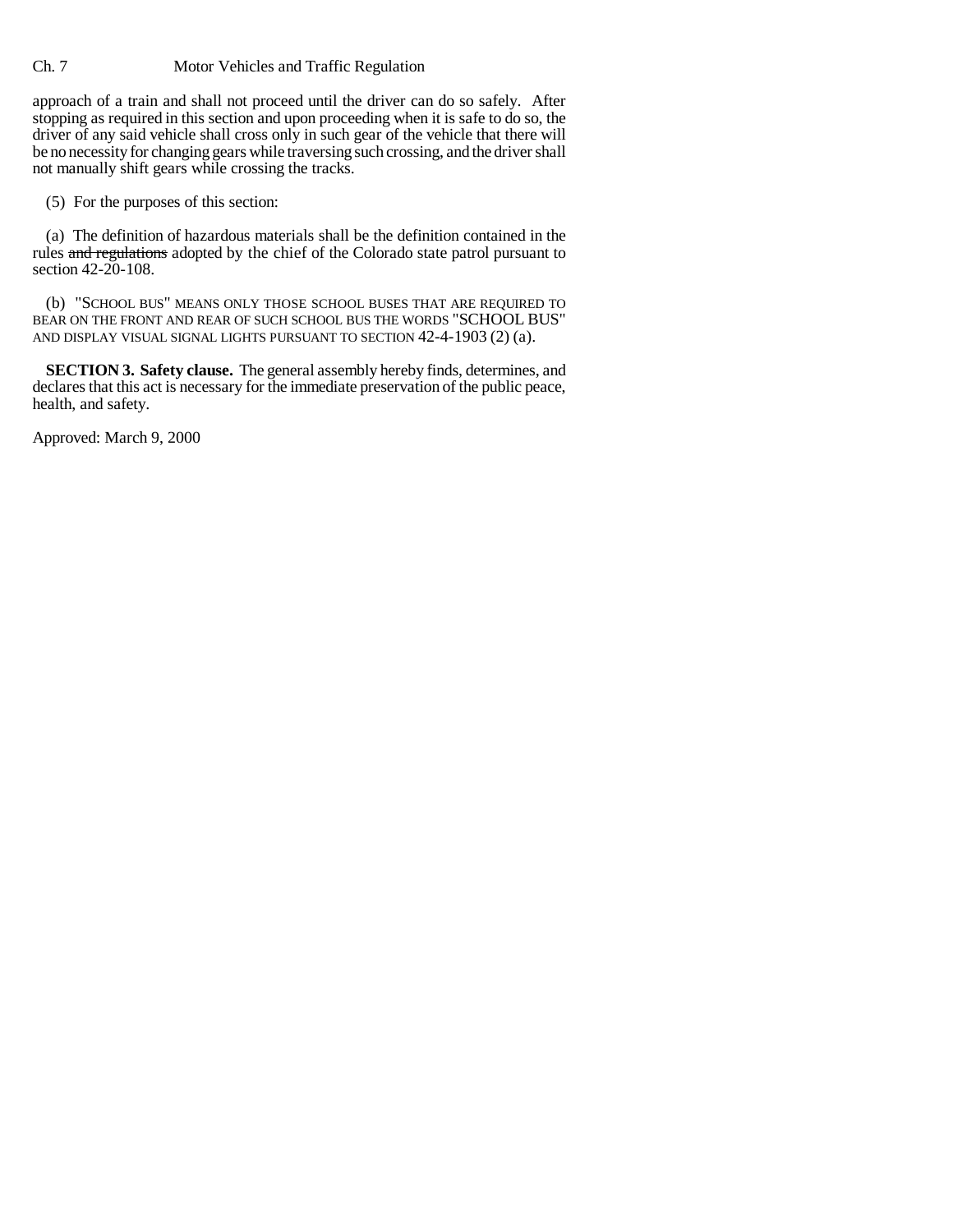approach of a train and shall not proceed until the driver can do so safely. After stopping as required in this section and upon proceeding when it is safe to do so, the driver of any said vehicle shall cross only in such gear of the vehicle that there will be no necessity for changing gears while traversing such crossing, and the driver shall not manually shift gears while crossing the tracks.

(5) For the purposes of this section:

(a) The definition of hazardous materials shall be the definition contained in the rules ~~and regulations~~ adopted by the chief of the Colorado state patrol pursuant to section 42-20-108.

(b) "SCHOOL BUS" MEANS ONLY THOSE SCHOOL BUSES THAT ARE REQUIRED TO BEAR ON THE FRONT AND REAR OF SUCH SCHOOL BUS THE WORDS "SCHOOL BUS" AND DISPLAY VISUAL SIGNAL LIGHTS PURSUANT TO SECTION 42-4-1903 (2) (a).

**SECTION 3. Safety clause.** The general assembly hereby finds, determines, and declares that this act is necessary for the immediate preservation of the public peace, health, and safety.

Approved: March 9, 2000